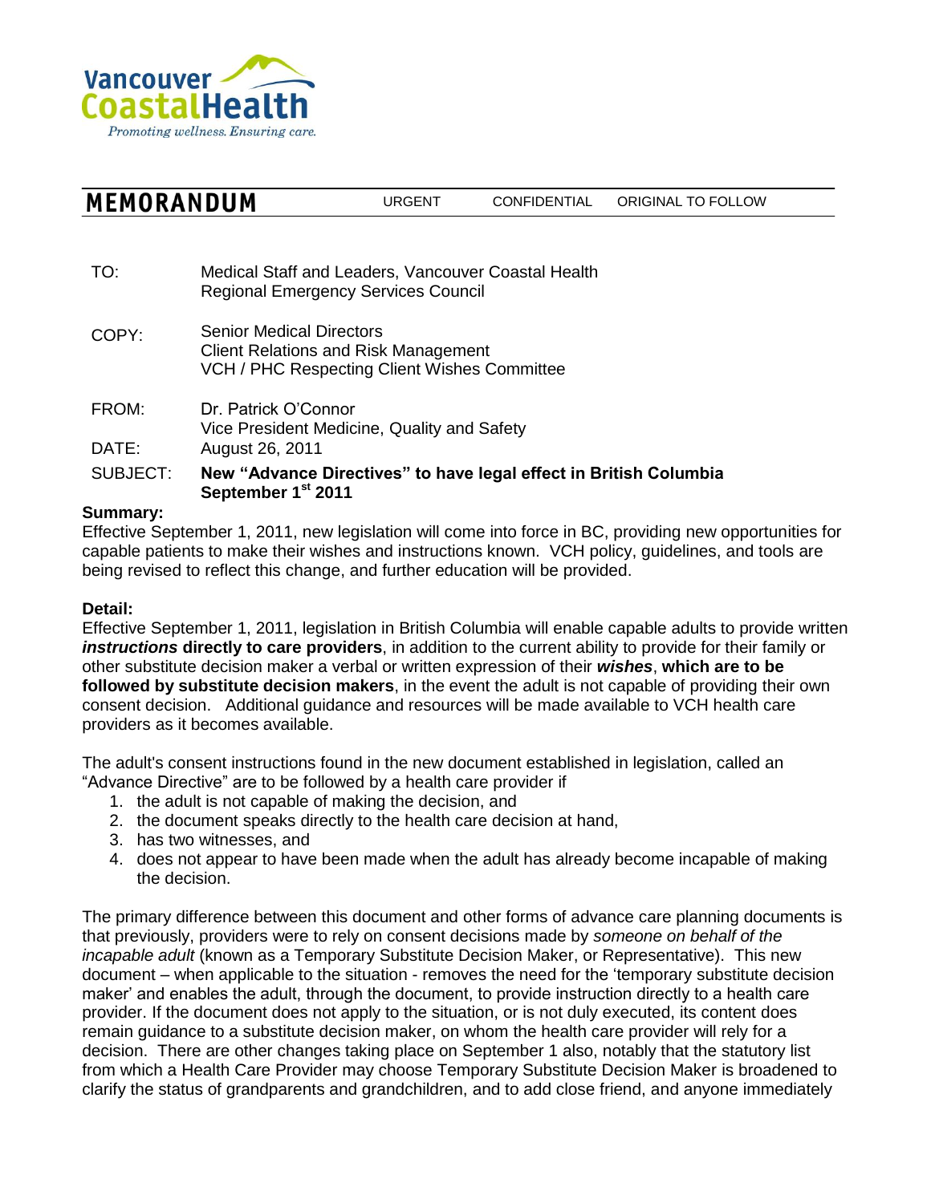Vancouver CoastalHealth
*Promoting wellness. Ensuring care.*

# MEMORANDUM

URGENT CONFIDENTIAL ORIGINAL TO FOLLOW

TO: Medical Staff and Leaders, Vancouver Coastal Health
Regional Emergency Services Council

COPY: Senior Medical Directors
Client Relations and Risk Management
VCH / PHC Respecting Client Wishes Committee

FROM: Dr. Patrick O'Connor
Vice President Medicine, Quality and Safety

DATE: August 26, 2011

SUBJECT: **New "Advance Directives" to have legal effect in British Columbia September 1st 2011**

**Summary:**
Effective September 1, 2011, new legislation will come into force in BC, providing new opportunities for capable patients to make their wishes and instructions known. VCH policy, guidelines, and tools are being revised to reflect this change, and further education will be provided.

**Detail:**
Effective September 1, 2011, legislation in British Columbia will enable capable adults to provide written ***instructions*** **directly to care providers**, in addition to the current ability to provide for their family or other substitute decision maker a verbal or written expression of their ***wishes***, **which are to be followed by substitute decision makers**, in the event the adult is not capable of providing their own consent decision. Additional guidance and resources will be made available to VCH health care providers as it becomes available.

The adult's consent instructions found in the new document established in legislation, called an "Advance Directive" are to be followed by a health care provider if

1. the adult is not capable of making the decision, and
2. the document speaks directly to the health care decision at hand,
3. has two witnesses, and
4. does not appear to have been made when the adult has already become incapable of making the decision.

The primary difference between this document and other forms of advance care planning documents is that previously, providers were to rely on consent decisions made by *someone on behalf of the incapable adult* (known as a Temporary Substitute Decision Maker, or Representative). This new document – when applicable to the situation - removes the need for the 'temporary substitute decision maker' and enables the adult, through the document, to provide instruction directly to a health care provider. If the document does not apply to the situation, or is not duly executed, its content does remain guidance to a substitute decision maker, on whom the health care provider will rely for a decision. There are other changes taking place on September 1 also, notably that the statutory list from which a Health Care Provider may choose Temporary Substitute Decision Maker is broadened to clarify the status of grandparents and grandchildren, and to add close friend, and anyone immediately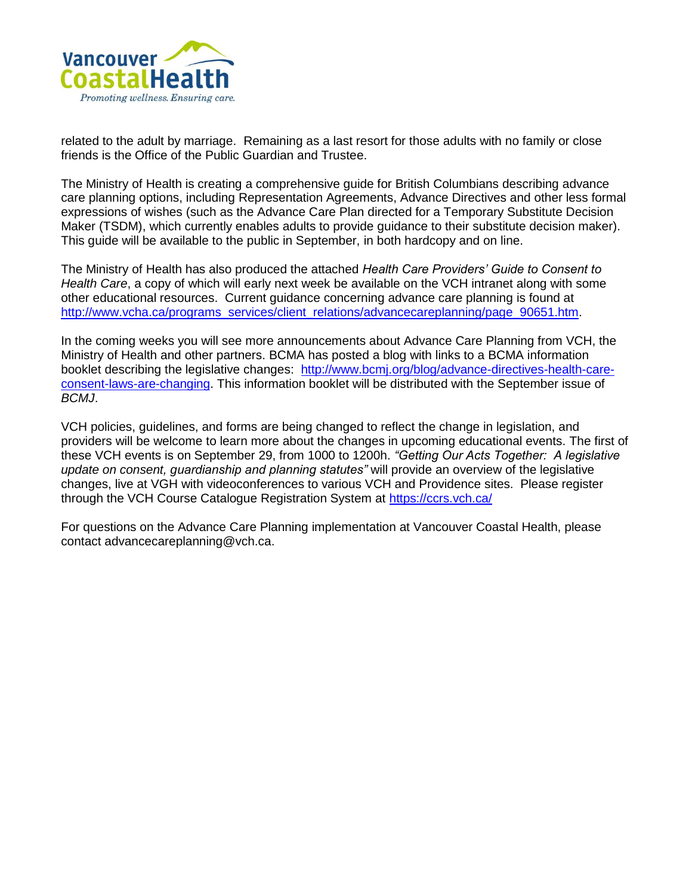related to the adult by marriage. Remaining as a last resort for those adults with no family or close friends is the Office of the Public Guardian and Trustee.

The Ministry of Health is creating a comprehensive guide for British Columbians describing advance care planning options, including Representation Agreements, Advance Directives and other less formal expressions of wishes (such as the Advance Care Plan directed for a Temporary Substitute Decision Maker (TSDM), which currently enables adults to provide guidance to their substitute decision maker). This guide will be available to the public in September, in both hardcopy and on line.

The Ministry of Health has also produced the attached *Health Care Providers' Guide to Consent to Health Care*, a copy of which will early next week be available on the VCH intranet along with some other educational resources. Current guidance concerning advance care planning is found at [http://www.vcha.ca/programs_services/client_relations/advancecareplanning/page_90651.htm](http://www.vcha.ca/programs_services/client_relations/advancecareplanning/page_90651.htm).

In the coming weeks you will see more announcements about Advance Care Planning from VCH, the Ministry of Health and other partners. BCMA has posted a blog with links to a BCMA information booklet describing the legislative changes: [http://www.bcmj.org/blog/advance-directives-health-care-consent-laws-are-changing](http://www.bcmj.org/blog/advance-directives-health-care-consent-laws-are-changing). This information booklet will be distributed with the September issue of *BCMJ*.

VCH policies, guidelines, and forms are being changed to reflect the change in legislation, and providers will be welcome to learn more about the changes in upcoming educational events. The first of these VCH events is on September 29, from 1000 to 1200h. *"Getting Our Acts Together: A legislative update on consent, guardianship and planning statutes"* will provide an overview of the legislative changes, live at VGH with videoconferences to various VCH and Providence sites. Please register through the VCH Course Catalogue Registration System at [https://ccrs.vch.ca/](https://ccrs.vch.ca/)

For questions on the Advance Care Planning implementation at Vancouver Coastal Health, please contact advancecareplanning@vch.ca.